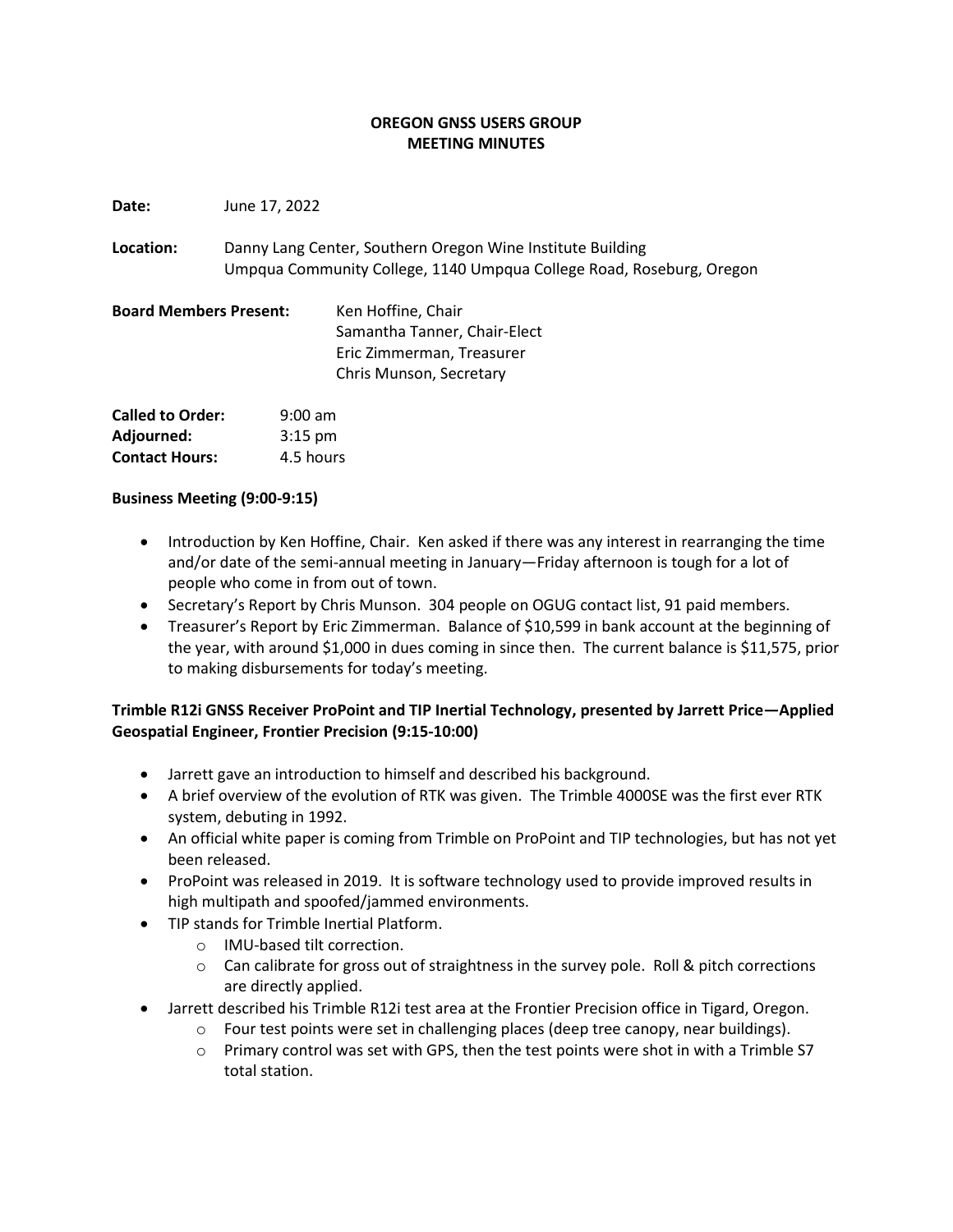# OREGON GNSS USERS GROUP
## MEETING MINUTES

**Date:** June 17, 2022

**Location:** Danny Lang Center, Southern Oregon Wine Institute Building
Umpqua Community College, 1140 Umpqua College Road, Roseburg, Oregon

**Board Members Present:**
Ken Hoffine, Chair
Samantha Tanner, Chair-Elect
Eric Zimmerman, Treasurer
Chris Munson, Secretary

**Called to Order:** 9:00 am
**Adjourned:** 3:15 pm
**Contact Hours:** 4.5 hours

**Business Meeting (9:00-9:15)**

- Introduction by Ken Hoffine, Chair. Ken asked if there was any interest in rearranging the time and/or date of the semi-annual meeting in January—Friday afternoon is tough for a lot of people who come in from out of town.
- Secretary's Report by Chris Munson. 304 people on OGUG contact list, 91 paid members.
- Treasurer's Report by Eric Zimmerman. Balance of $10,599 in bank account at the beginning of the year, with around $1,000 in dues coming in since then. The current balance is $11,575, prior to making disbursements for today's meeting.

**Trimble R12i GNSS Receiver ProPoint and TIP Inertial Technology, presented by Jarrett Price—Applied Geospatial Engineer, Frontier Precision (9:15-10:00)**

- Jarrett gave an introduction to himself and described his background.
- A brief overview of the evolution of RTK was given. The Trimble 4000SE was the first ever RTK system, debuting in 1992.
- An official white paper is coming from Trimble on ProPoint and TIP technologies, but has not yet been released.
- ProPoint was released in 2019. It is software technology used to provide improved results in high multipath and spoofed/jammed environments.
- TIP stands for Trimble Inertial Platform.
  - IMU-based tilt correction.
  - Can calibrate for gross out of straightness in the survey pole. Roll & pitch corrections are directly applied.
- Jarrett described his Trimble R12i test area at the Frontier Precision office in Tigard, Oregon.
  - Four test points were set in challenging places (deep tree canopy, near buildings).
  - Primary control was set with GPS, then the test points were shot in with a Trimble S7 total station.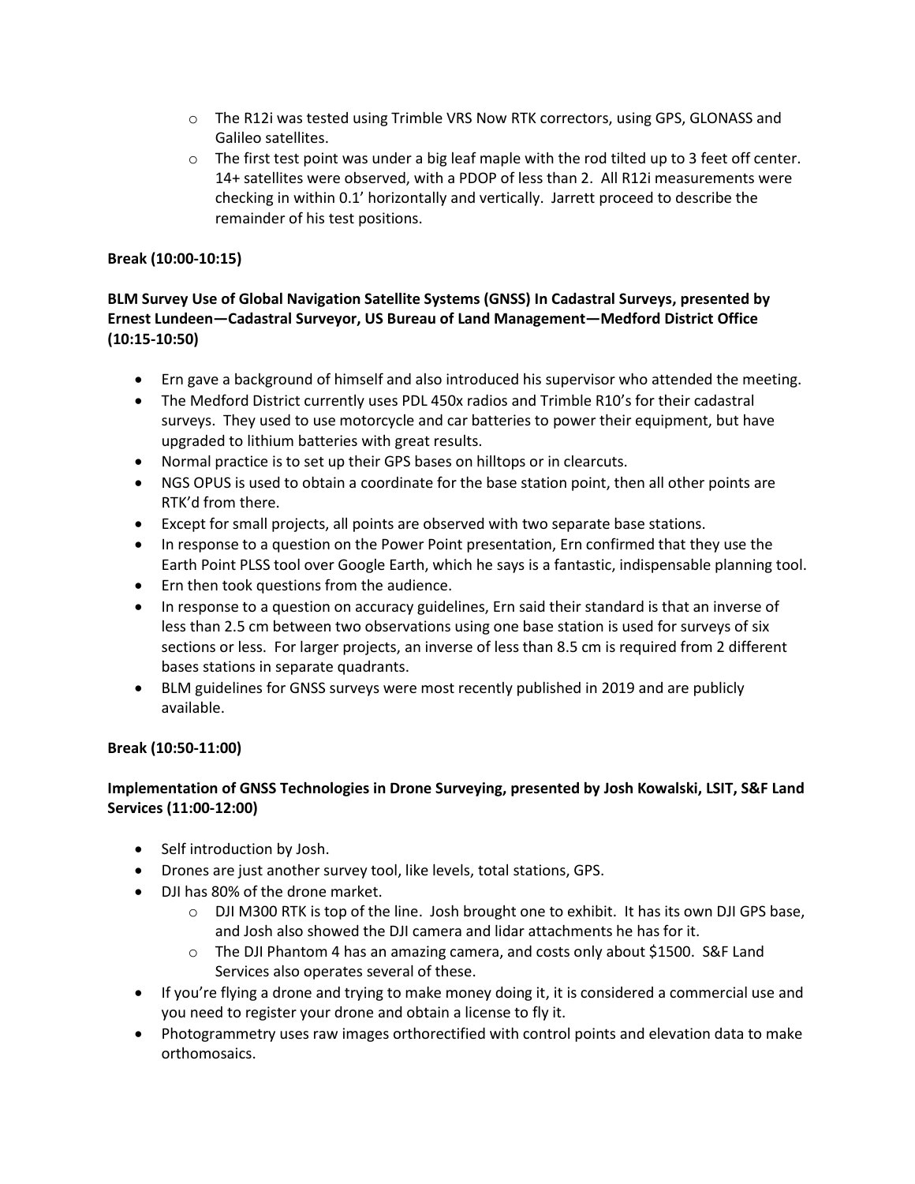- The R12i was tested using Trimble VRS Now RTK correctors, using GPS, GLONASS and Galileo satellites.
  - The first test point was under a big leaf maple with the rod tilted up to 3 feet off center. 14+ satellites were observed, with a PDOP of less than 2. All R12i measurements were checking in within 0.1' horizontally and vertically. Jarrett proceed to describe the remainder of his test positions.

**Break (10:00-10:15)**

**BLM Survey Use of Global Navigation Satellite Systems (GNSS) In Cadastral Surveys, presented by Ernest Lundeen—Cadastral Surveyor, US Bureau of Land Management—Medford District Office (10:15-10:50)**

- Ern gave a background of himself and also introduced his supervisor who attended the meeting.
- The Medford District currently uses PDL 450x radios and Trimble R10's for their cadastral surveys. They used to use motorcycle and car batteries to power their equipment, but have upgraded to lithium batteries with great results.
- Normal practice is to set up their GPS bases on hilltops or in clearcuts.
- NGS OPUS is used to obtain a coordinate for the base station point, then all other points are RTK'd from there.
- Except for small projects, all points are observed with two separate base stations.
- In response to a question on the Power Point presentation, Ern confirmed that they use the Earth Point PLSS tool over Google Earth, which he says is a fantastic, indispensable planning tool.
- Ern then took questions from the audience.
- In response to a question on accuracy guidelines, Ern said their standard is that an inverse of less than 2.5 cm between two observations using one base station is used for surveys of six sections or less. For larger projects, an inverse of less than 8.5 cm is required from 2 different bases stations in separate quadrants.
- BLM guidelines for GNSS surveys were most recently published in 2019 and are publicly available.

**Break (10:50-11:00)**

**Implementation of GNSS Technologies in Drone Surveying, presented by Josh Kowalski, LSIT, S&F Land Services (11:00-12:00)**

- Self introduction by Josh.
- Drones are just another survey tool, like levels, total stations, GPS.
- DJI has 80% of the drone market.
  - DJI M300 RTK is top of the line. Josh brought one to exhibit. It has its own DJI GPS base, and Josh also showed the DJI camera and lidar attachments he has for it.
  - The DJI Phantom 4 has an amazing camera, and costs only about $1500. S&F Land Services also operates several of these.
- If you're flying a drone and trying to make money doing it, it is considered a commercial use and you need to register your drone and obtain a license to fly it.
- Photogrammetry uses raw images orthorectified with control points and elevation data to make orthomosaics.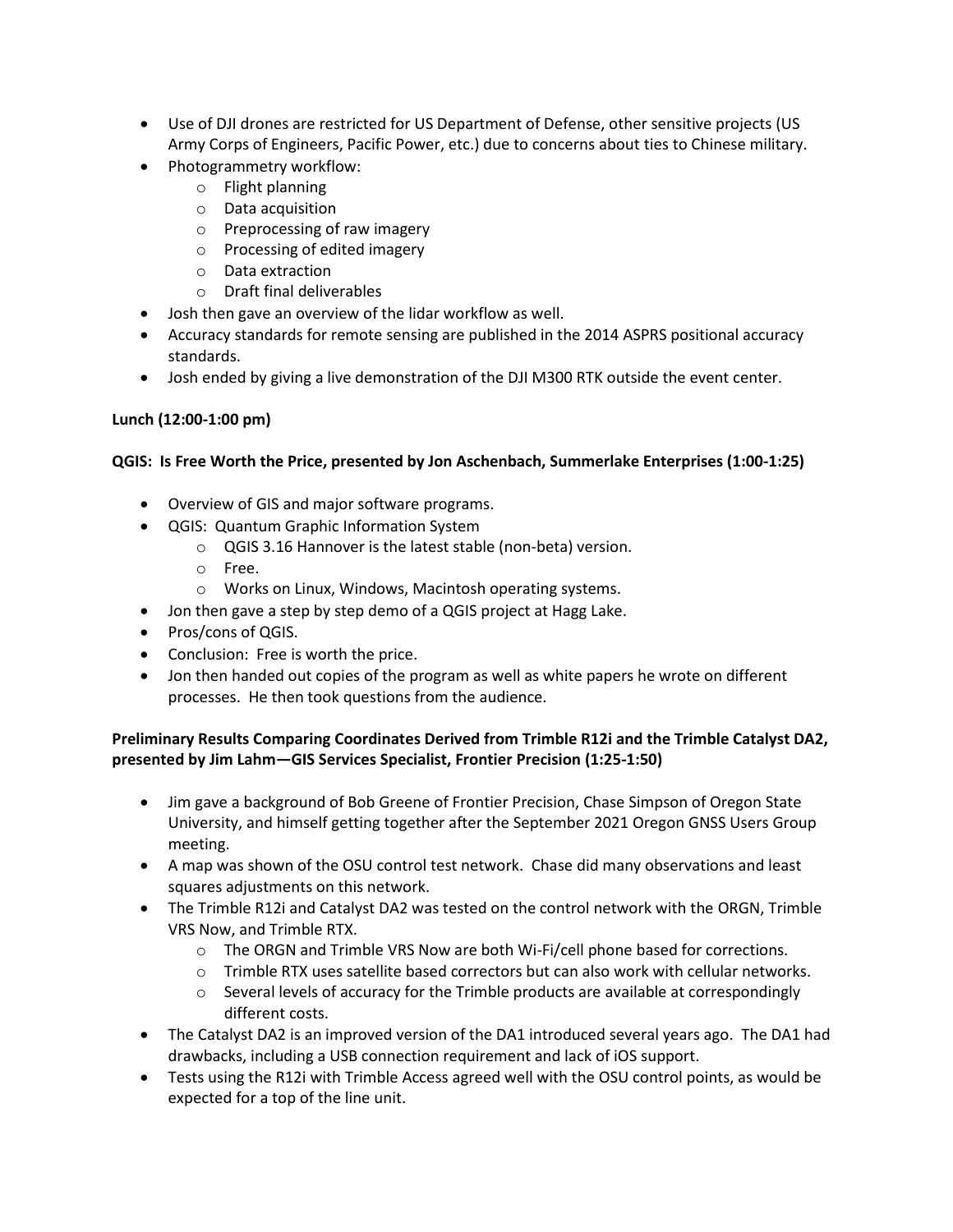- Use of DJI drones are restricted for US Department of Defense, other sensitive projects (US Army Corps of Engineers, Pacific Power, etc.) due to concerns about ties to Chinese military.
- Photogrammetry workflow:
    - Flight planning
    - Data acquisition
    - Preprocessing of raw imagery
    - Processing of edited imagery
    - Data extraction
    - Draft final deliverables
- Josh then gave an overview of the lidar workflow as well.
- Accuracy standards for remote sensing are published in the 2014 ASPRS positional accuracy standards.
- Josh ended by giving a live demonstration of the DJI M300 RTK outside the event center.

**Lunch (12:00-1:00 pm)**

**QGIS: Is Free Worth the Price, presented by Jon Aschenbach, Summerlake Enterprises (1:00-1:25)**

- Overview of GIS and major software programs.
- QGIS: Quantum Graphic Information System
    - QGIS 3.16 Hannover is the latest stable (non-beta) version.
    - Free.
    - Works on Linux, Windows, Macintosh operating systems.
- Jon then gave a step by step demo of a QGIS project at Hagg Lake.
- Pros/cons of QGIS.
- Conclusion: Free is worth the price.
- Jon then handed out copies of the program as well as white papers he wrote on different processes. He then took questions from the audience.

**Preliminary Results Comparing Coordinates Derived from Trimble R12i and the Trimble Catalyst DA2, presented by Jim Lahm—GIS Services Specialist, Frontier Precision (1:25-1:50)**

- Jim gave a background of Bob Greene of Frontier Precision, Chase Simpson of Oregon State University, and himself getting together after the September 2021 Oregon GNSS Users Group meeting.
- A map was shown of the OSU control test network. Chase did many observations and least squares adjustments on this network.
- The Trimble R12i and Catalyst DA2 was tested on the control network with the ORGN, Trimble VRS Now, and Trimble RTX.
    - The ORGN and Trimble VRS Now are both Wi-Fi/cell phone based for corrections.
    - Trimble RTX uses satellite based correctors but can also work with cellular networks.
    - Several levels of accuracy for the Trimble products are available at correspondingly different costs.
- The Catalyst DA2 is an improved version of the DA1 introduced several years ago. The DA1 had drawbacks, including a USB connection requirement and lack of iOS support.
- Tests using the R12i with Trimble Access agreed well with the OSU control points, as would be expected for a top of the line unit.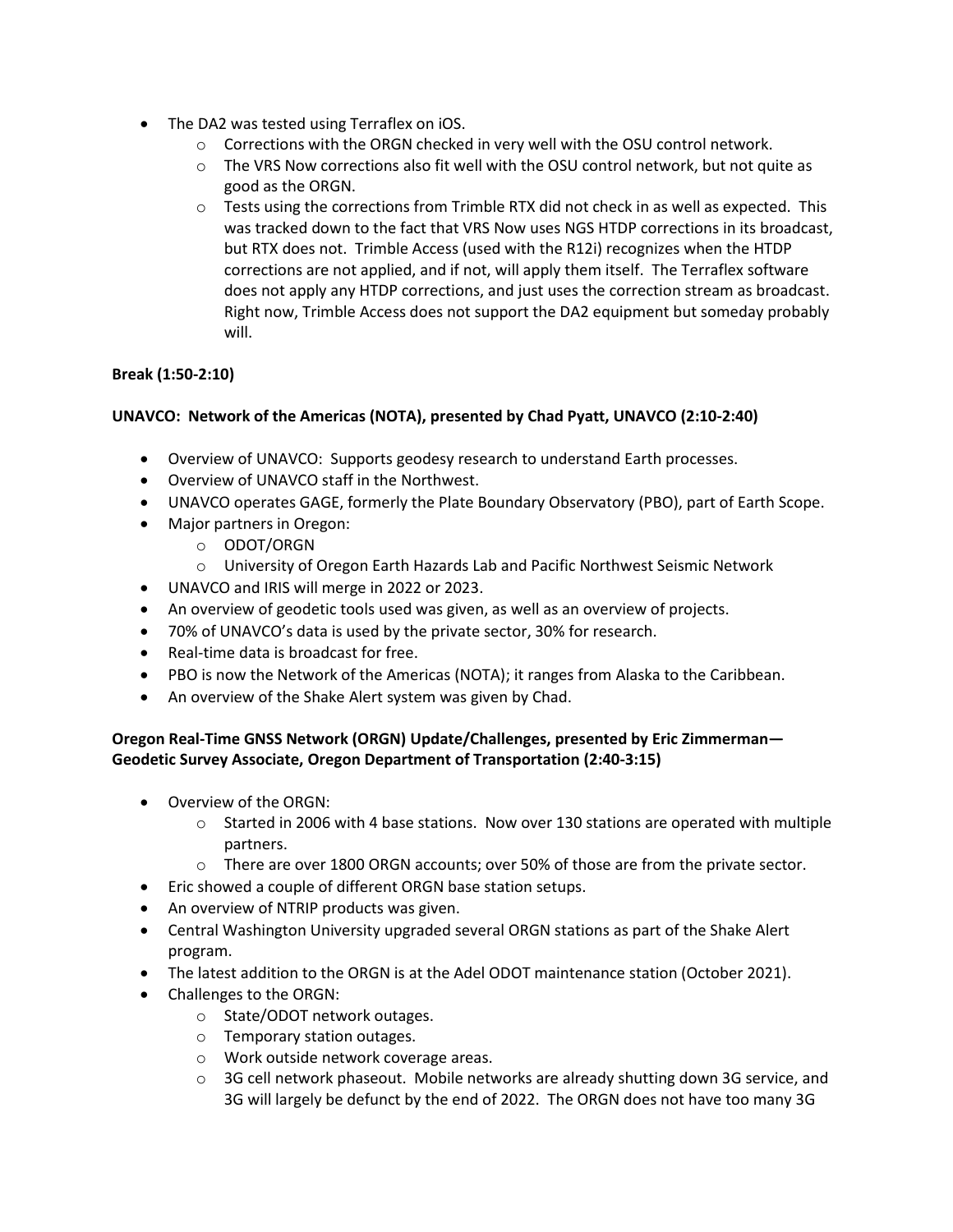- The DA2 was tested using Terraflex on iOS.
    - Corrections with the ORGN checked in very well with the OSU control network.
    - The VRS Now corrections also fit well with the OSU control network, but not quite as good as the ORGN.
    - Tests using the corrections from Trimble RTX did not check in as well as expected. This was tracked down to the fact that VRS Now uses NGS HTDP corrections in its broadcast, but RTX does not. Trimble Access (used with the R12i) recognizes when the HTDP corrections are not applied, and if not, will apply them itself. The Terraflex software does not apply any HTDP corrections, and just uses the correction stream as broadcast. Right now, Trimble Access does not support the DA2 equipment but someday probably will.

**Break (1:50-2:10)**

**UNAVCO: Network of the Americas (NOTA), presented by Chad Pyatt, UNAVCO (2:10-2:40)**

- Overview of UNAVCO: Supports geodesy research to understand Earth processes.
- Overview of UNAVCO staff in the Northwest.
- UNAVCO operates GAGE, formerly the Plate Boundary Observatory (PBO), part of Earth Scope.
- Major partners in Oregon:
    - ODOT/ORGN
    - University of Oregon Earth Hazards Lab and Pacific Northwest Seismic Network
- UNAVCO and IRIS will merge in 2022 or 2023.
- An overview of geodetic tools used was given, as well as an overview of projects.
- 70% of UNAVCO's data is used by the private sector, 30% for research.
- Real-time data is broadcast for free.
- PBO is now the Network of the Americas (NOTA); it ranges from Alaska to the Caribbean.
- An overview of the Shake Alert system was given by Chad.

**Oregon Real-Time GNSS Network (ORGN) Update/Challenges, presented by Eric Zimmerman—Geodetic Survey Associate, Oregon Department of Transportation (2:40-3:15)**

- Overview of the ORGN:
    - Started in 2006 with 4 base stations. Now over 130 stations are operated with multiple partners.
    - There are over 1800 ORGN accounts; over 50% of those are from the private sector.
- Eric showed a couple of different ORGN base station setups.
- An overview of NTRIP products was given.
- Central Washington University upgraded several ORGN stations as part of the Shake Alert program.
- The latest addition to the ORGN is at the Adel ODOT maintenance station (October 2021).
- Challenges to the ORGN:
    - State/ODOT network outages.
    - Temporary station outages.
    - Work outside network coverage areas.
    - 3G cell network phaseout. Mobile networks are already shutting down 3G service, and 3G will largely be defunct by the end of 2022. The ORGN does not have too many 3G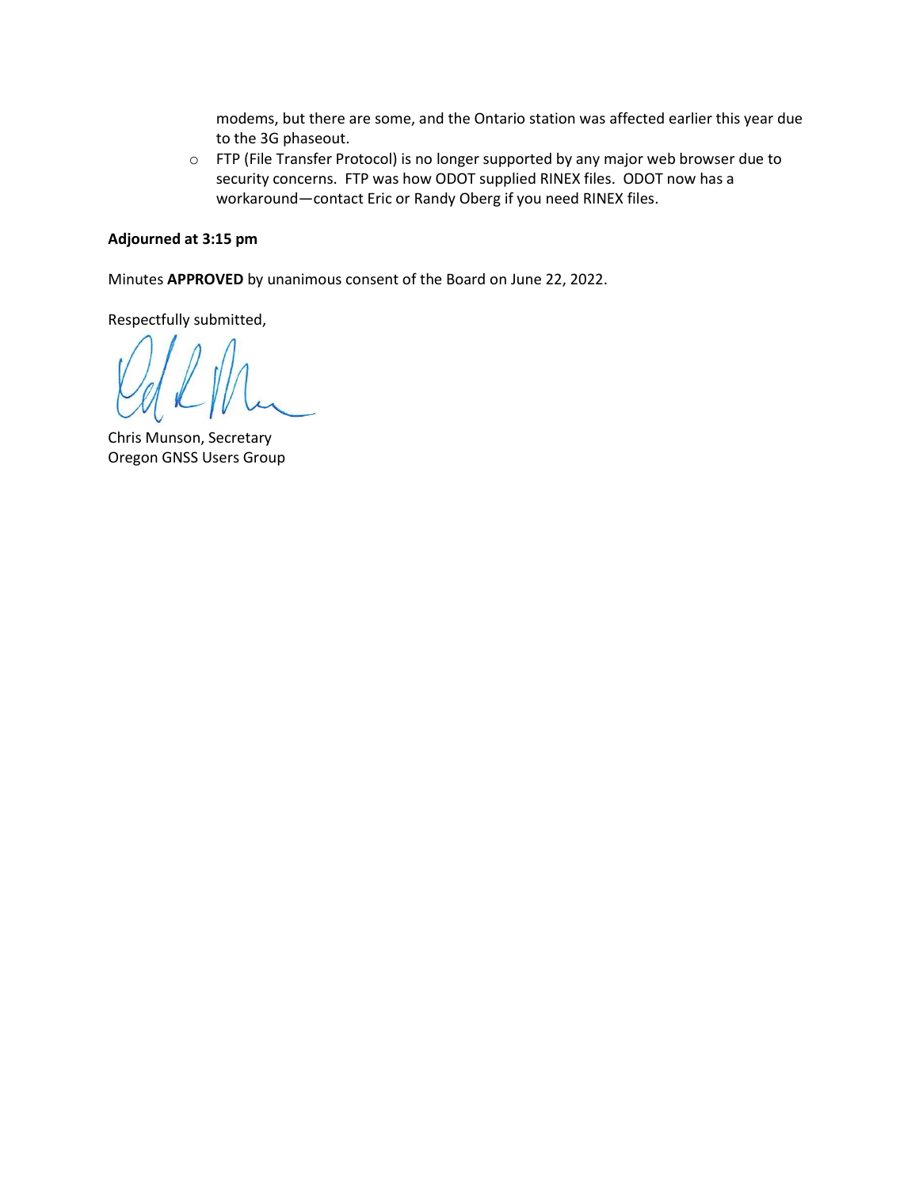modems, but there are some, and the Ontario station was affected earlier this year due to the 3G phaseout.

  - FTP (File Transfer Protocol) is no longer supported by any major web browser due to security concerns. FTP was how ODOT supplied RINEX files. ODOT now has a workaround—contact Eric or Randy Oberg if you need RINEX files.

**Adjourned at 3:15 pm**

Minutes **APPROVED** by unanimous consent of the Board on June 22, 2022.

Respectfully submitted,

Chris Munson, Secretary
Oregon GNSS Users Group